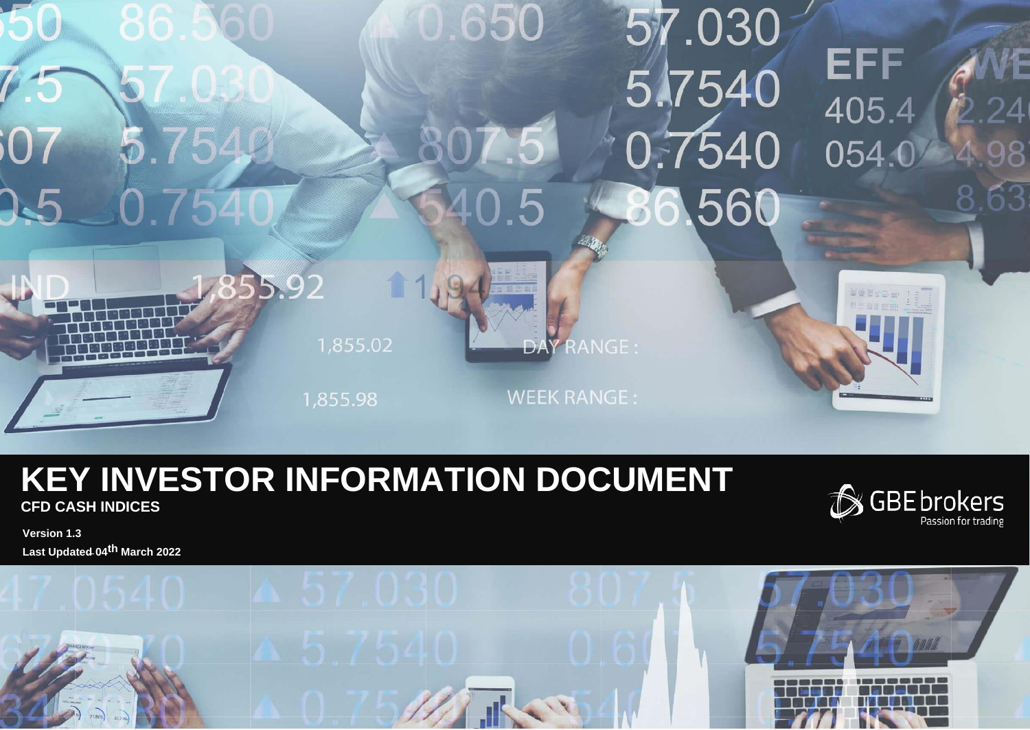# KEY INVESTOR INFORMATION DOCUMENT

**CFD CASH INDICES**

GBE brokers
Passion for trading

**Version 1.3**

**Last Updated 04th March 2022**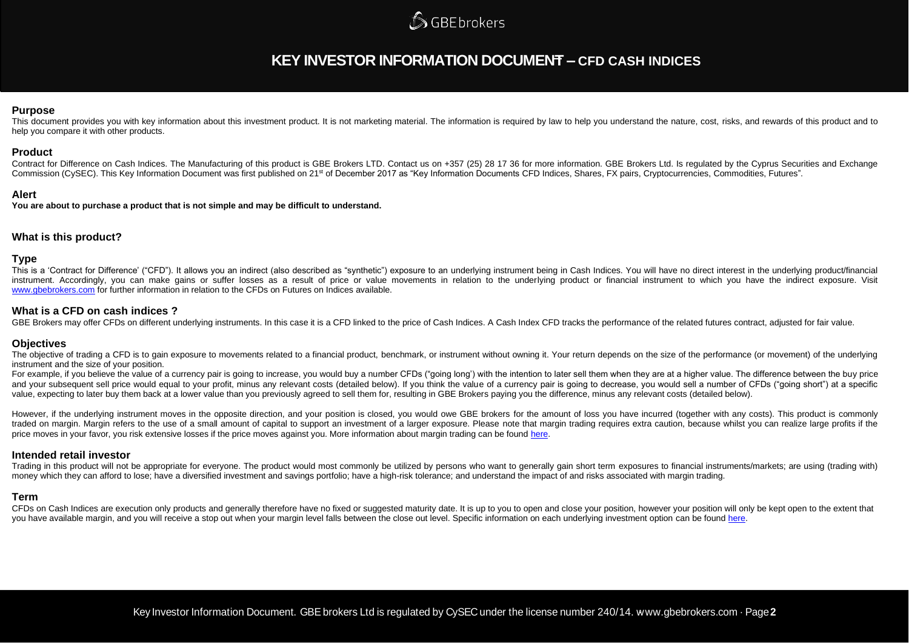# KEY INVESTOR INFORMATION DOCUMENT – CFD CASH INDICES

## Purpose

This document provides you with key information about this investment product. It is not marketing material. The information is required by law to help you understand the nature, cost, risks, and rewards of this product and to help you compare it with other products.

## Product

Contract for Difference on Cash Indices. The Manufacturing of this product is GBE Brokers LTD. Contact us on +357 (25) 28 17 36 for more information. GBE Brokers Ltd. Is regulated by the Cyprus Securities and Exchange Commission (CySEC). This Key Information Document was first published on 21st of December 2017 as "Key Information Documents CFD Indices, Shares, FX pairs, Cryptocurrencies, Commodities, Futures".

## Alert

**You are about to purchase a product that is not simple and may be difficult to understand.**

## What is this product?

### Type

This is a 'Contract for Difference' ("CFD"). It allows you an indirect (also described as "synthetic") exposure to an underlying instrument being in Cash Indices. You will have no direct interest in the underlying product/financial instrument. Accordingly, you can make gains or suffer losses as a result of price or value movements in relation to the underlying product or financial instrument to which you have the indirect exposure. Visit www.gbebrokers.com for further information in relation to the CFDs on Futures on Indices available.

### What is a CFD on cash indices ?

GBE Brokers may offer CFDs on different underlying instruments. In this case it is a CFD linked to the price of Cash Indices. A Cash Index CFD tracks the performance of the related futures contract, adjusted for fair value.

### Objectives

The objective of trading a CFD is to gain exposure to movements related to a financial product, benchmark, or instrument without owning it. Your return depends on the size of the performance (or movement) of the underlying instrument and the size of your position.

For example, if you believe the value of a currency pair is going to increase, you would buy a number CFDs ("going long') with the intention to later sell them when they are at a higher value. The difference between the buy price and your subsequent sell price would equal to your profit, minus any relevant costs (detailed below). If you think the value of a currency pair is going to decrease, you would sell a number of CFDs ("going short") at a specific value, expecting to later buy them back at a lower value than you previously agreed to sell them for, resulting in GBE Brokers paying you the difference, minus any relevant costs (detailed below).

However, if the underlying instrument moves in the opposite direction, and your position is closed, you would owe GBE brokers for the amount of loss you have incurred (together with any costs). This product is commonly traded on margin. Margin refers to the use of a small amount of capital to support an investment of a larger exposure. Please note that margin trading requires extra caution, because whilst you can realize large profits if the price moves in your favor, you risk extensive losses if the price moves against you. More information about margin trading can be found here.

### Intended retail investor

Trading in this product will not be appropriate for everyone. The product would most commonly be utilized by persons who want to generally gain short term exposures to financial instruments/markets; are using (trading with) money which they can afford to lose; have a diversified investment and savings portfolio; have a high-risk tolerance; and understand the impact of and risks associated with margin trading.

### Term

CFDs on Cash Indices are execution only products and generally therefore have no fixed or suggested maturity date. It is up to you to open and close your position, however your position will only be kept open to the extent that you have available margin, and you will receive a stop out when your margin level falls between the close out level. Specific information on each underlying investment option can be found here.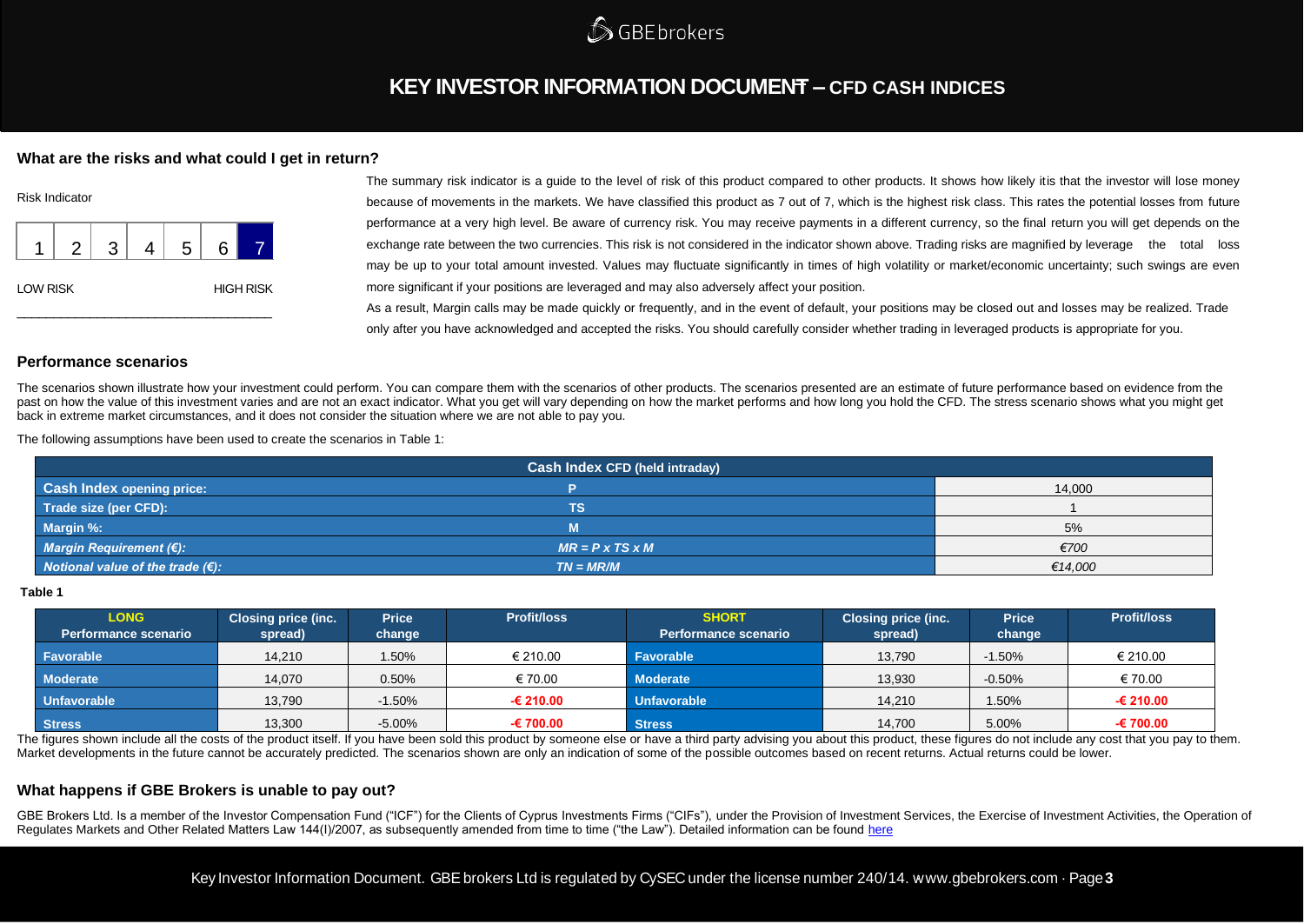# KEY INVESTOR INFORMATION DOCUMENT – CFD CASH INDICES

## What are the risks and what could I get in return?

Risk Indicator

| 1 | 2 | 3 | 4 | 5 | 6 | 7 |
|---|---|---|---|---|---|---|

LOW RISK — HIGH RISK

The summary risk indicator is a guide to the level of risk of this product compared to other products. It shows how likely itis that the investor will lose money because of movements in the markets. We have classified this product as 7 out of 7, which is the highest risk class. This rates the potential losses from future performance at a very high level. Be aware of currency risk. You may receive payments in a different currency, so the final return you will get depends on the exchange rate between the two currencies. This risk is not considered in the indicator shown above. Trading risks are magnified by leverage the total loss may be up to your total amount invested. Values may fluctuate significantly in times of high volatility or market/economic uncertainty; such swings are even more significant if your positions are leveraged and may also adversely affect your position.

As a result, Margin calls may be made quickly or frequently, and in the event of default, your positions may be closed out and losses may be realized. Trade only after you have acknowledged and accepted the risks. You should carefully consider whether trading in leveraged products is appropriate for you.

## Performance scenarios

The scenarios shown illustrate how your investment could perform. You can compare them with the scenarios of other products. The scenarios presented are an estimate of future performance based on evidence from the past on how the value of this investment varies and are not an exact indicator. What you get will vary depending on how the market performs and how long you hold the CFD. The stress scenario shows what you might get back in extreme market circumstances, and it does not consider the situation where we are not able to pay you.

The following assumptions have been used to create the scenarios in Table 1:

| Cash Index CFD (held intraday) | | |
|---|---|---|
| Cash Index opening price: | P | 14,000 |
| Trade size (per CFD): | TS | 1 |
| Margin %: | M | 5% |
| *Margin Requirement (€):* | *MR = P x TS x M* | *€700* |
| *Notional value of the trade (€):* | *TN = MR/M* | *€14,000* |

**Table 1**

| LONG Performance scenario | Closing price (inc. spread) | Price change | Profit/loss | SHORT Performance scenario | Closing price (inc. spread) | Price change | Profit/loss |
|---|---|---|---|---|---|---|---|
| Favorable | 14,210 | 1.50% | € 210.00 | Favorable | 13,790 | -1.50% | € 210.00 |
| Moderate | 14,070 | 0.50% | € 70.00 | Moderate | 13,930 | -0.50% | € 70.00 |
| Unfavorable | 13,790 | -1.50% | -€ 210.00 | Unfavorable | 14,210 | 1.50% | -€ 210.00 |
| Stress | 13,300 | -5.00% | -€ 700.00 | Stress | 14,700 | 5.00% | -€ 700.00 |

The figures shown include all the costs of the product itself. If you have been sold this product by someone else or have a third party advising you about this product, these figures do not include any cost that you pay to them. Market developments in the future cannot be accurately predicted. The scenarios shown are only an indication of some of the possible outcomes based on recent returns. Actual returns could be lower.

## What happens if GBE Brokers is unable to pay out?

GBE Brokers Ltd. Is a member of the Investor Compensation Fund ("ICF") for the Clients of Cyprus Investments Firms ("CIFs"), under the Provision of Investment Services, the Exercise of Investment Activities, the Operation of Regulates Markets and Other Related Matters Law 144(I)/2007, as subsequently amended from time to time ("the Law"). Detailed information can be found here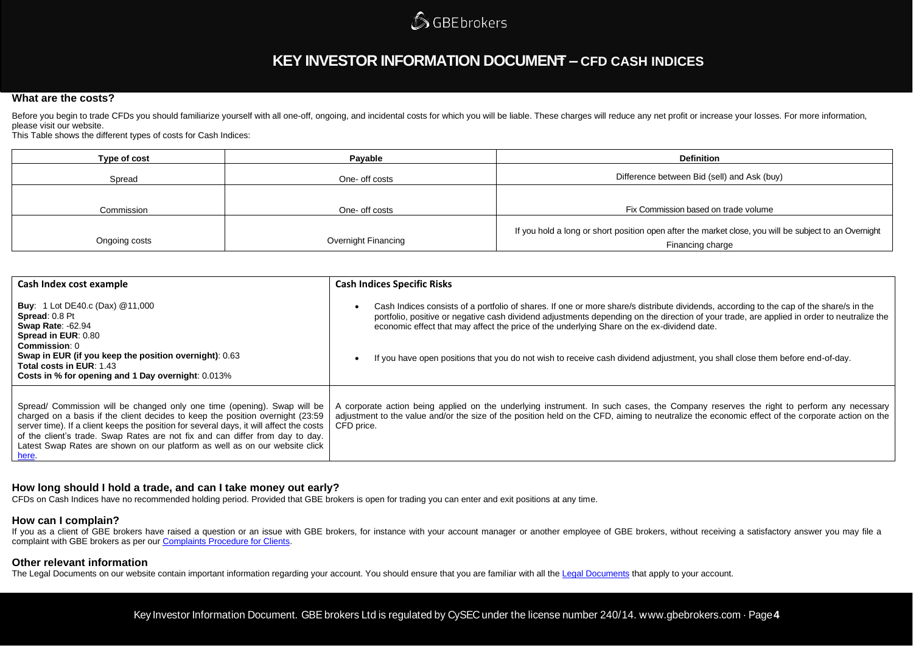# KEY INVESTOR INFORMATION DOCUMENT – CFD CASH INDICES

### What are the costs?

Before you begin to trade CFDs you should familiarize yourself with all one-off, ongoing, and incidental costs for which you will be liable. These charges will reduce any net profit or increase your losses. For more information, please visit our website.
This Table shows the different types of costs for Cash Indices:

| Type of cost | Payable | Definition |
|---|---|---|
| Spread | One- off costs | Difference between Bid (sell) and Ask (buy) |
| Commission | One- off costs | Fix Commission based on trade volume |
| Ongoing costs | Overnight Financing | If you hold a long or short position open after the market close, you will be subject to an Overnight Financing charge |

| Cash Index cost example | Cash Indices Specific Risks |
|---|---|
| **Buy**: 1 Lot DE40.c (Dax) @11,000<br>**Spread**: 0.8 Pt<br>**Swap Rate**: -62.94<br>**Spread in EUR**: 0.80<br>**Commission**: 0<br>**Swap in EUR (if you keep the position overnight)**: 0.63<br>**Total costs in EUR**: 1.43<br>**Costs in % for opening and 1 Day overnight**: 0.013% | • Cash Indices consists of a portfolio of shares. If one or more share/s distribute dividends, according to the cap of the share/s in the portfolio, positive or negative cash dividend adjustments depending on the direction of your trade, are applied in order to neutralize the economic effect that may affect the price of the underlying Share on the ex-dividend date.<br>• If you have open positions that you do not wish to receive cash dividend adjustment, you shall close them before end-of-day. |
| Spread/ Commission will be changed only one time (opening). Swap will be charged on a basis if the client decides to keep the position overnight (23:59 server time). If a client keeps the position for several days, it will affect the costs of the client's trade. Swap Rates are not fix and can differ from day to day. Latest Swap Rates are shown on our platform as well as on our website click here. | A corporate action being applied on the underlying instrument. In such cases, the Company reserves the right to perform any necessary adjustment to the value and/or the size of the position held on the CFD, aiming to neutralize the economic effect of the corporate action on the CFD price. |

### How long should I hold a trade, and can I take money out early?

CFDs on Cash Indices have no recommended holding period. Provided that GBE brokers is open for trading you can enter and exit positions at any time.

### How can I complain?

If you as a client of GBE brokers have raised a question or an issue with GBE brokers, for instance with your account manager or another employee of GBE brokers, without receiving a satisfactory answer you may file a complaint with GBE brokers as per our Complaints Procedure for Clients.

### Other relevant information

The Legal Documents on our website contain important information regarding your account. You should ensure that you are familiar with all the Legal Documents that apply to your account.

Key Investor Information Document. GBE brokers Ltd is regulated by CySEC under the license number 240/14. www.gbebrokers.com